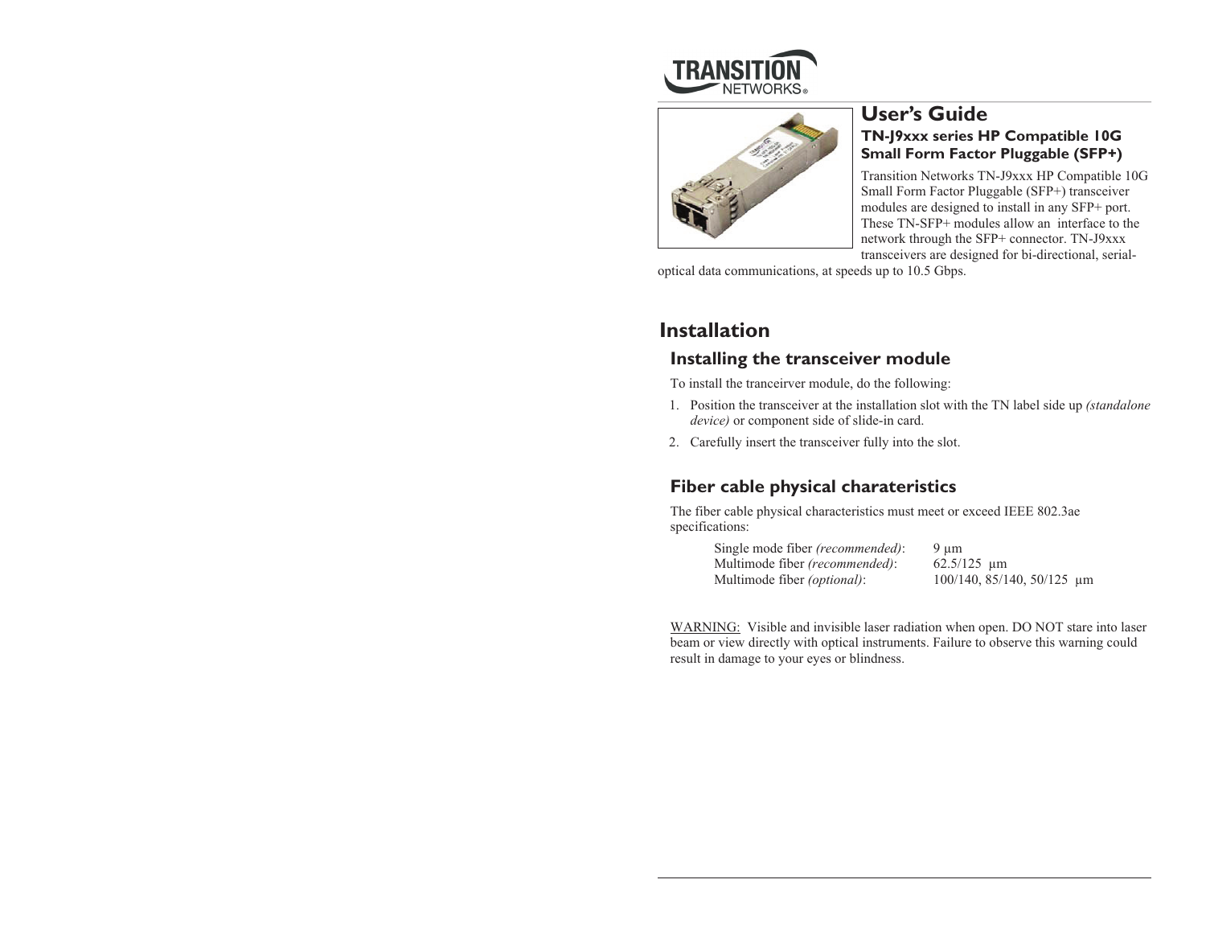TRANSITION NETWORKS®

# User's Guide

## TN-J9xxx series HP Compatible 10G Small Form Factor Pluggable (SFP+)

Transition Networks TN-J9xxx HP Compatible 10G Small Form Factor Pluggable (SFP+) transceiver modules are designed to install in any SFP+ port. These TN-SFP+ modules allow an interface to the network through the SFP+ connector. TN-J9xxx transceivers are designed for bi-directional, serial-optical data communications, at speeds up to 10.5 Gbps.

# Installation

## Installing the transceiver module

To install the tranceirver module, do the following:

1. Position the transceiver at the installation slot with the TN label side up *(standalone device)* or component side of slide-in card.
2. Carefully insert the transceiver fully into the slot.

## Fiber cable physical charateristics

The fiber cable physical characteristics must meet or exceed IEEE 802.3ae specifications:

| | |
|---|---|
| Single mode fiber *(recommended)*: | 9 µm |
| Multimode fiber *(recommended)*: | 62.5/125 µm |
| Multimode fiber *(optional)*: | 100/140, 85/140, 50/125 µm |

WARNING: Visible and invisible laser radiation when open. DO NOT stare into laser beam or view directly with optical instruments. Failure to observe this warning could result in damage to your eyes or blindness.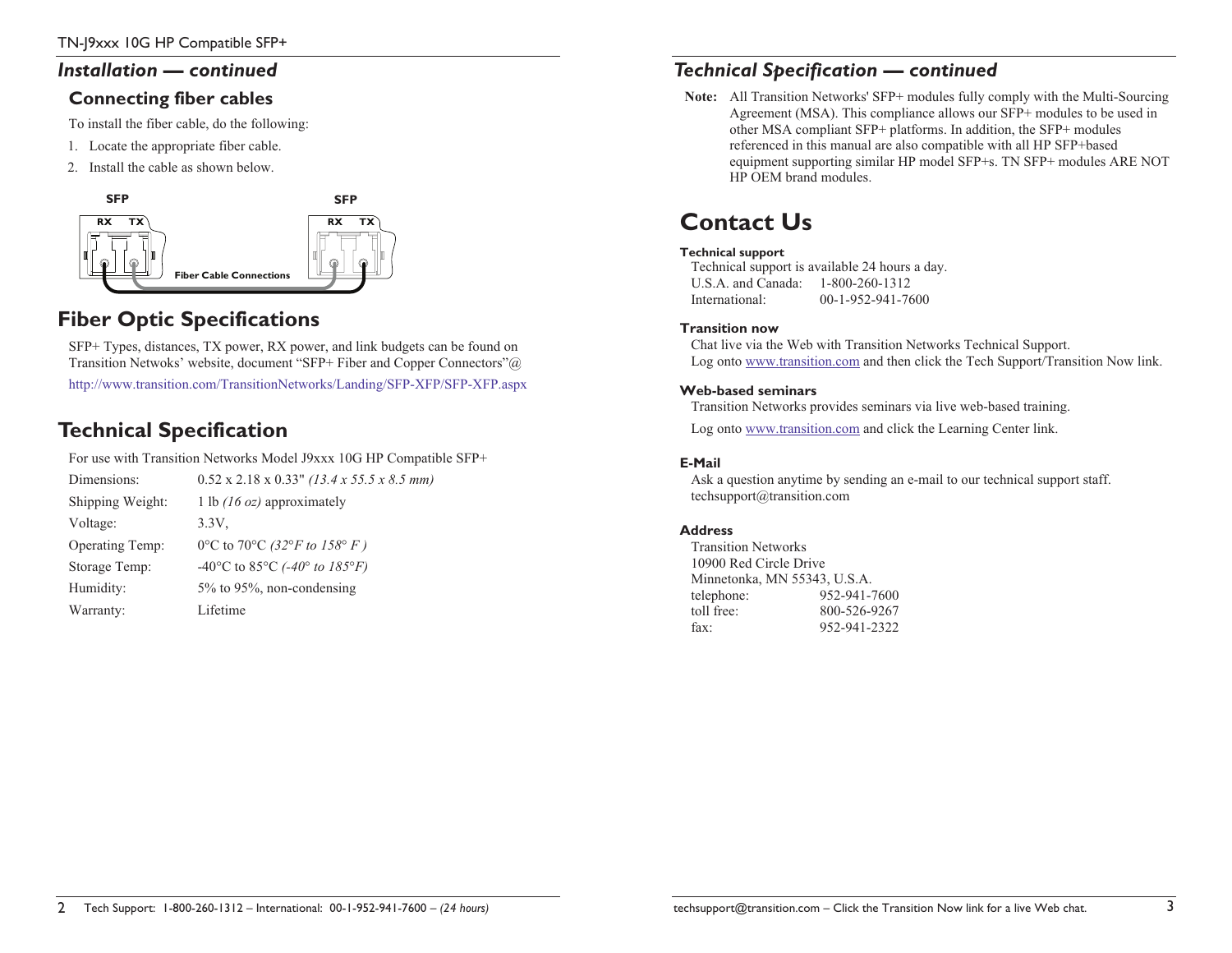## Installation — continued

### Connecting fiber cables

To install the fiber cable, do the following:

1. Locate the appropriate fiber cable.
2. Install the cable as shown below.

SFP RX TX — Fiber Cable Connections — SFP RX TX

## Fiber Optic Specifications

SFP+ Types, distances, TX power, RX power, and link budgets can be found on Transition Netwoks' website, document "SFP+ Fiber and Copper Connectors"@

http://www.transition.com/TransitionNetworks/Landing/SFP-XFP/SFP-XFP.aspx

## Technical Specification

For use with Transition Networks Model J9xxx 10G HP Compatible SFP+

| | |
|---|---|
| Dimensions: | 0.52 x 2.18 x 0.33" *(13.4 x 55.5 x 8.5 mm)* |
| Shipping Weight: | 1 lb *(16 oz)* approximately |
| Voltage: | 3.3V, |
| Operating Temp: | 0°C to 70°C *(32°F to 158° F )* |
| Storage Temp: | -40°C to 85°C *(-40° to 185°F)* |
| Humidity: | 5% to 95%, non-condensing |
| Warranty: | Lifetime |

## Technical Specification — continued

**Note:** All Transition Networks' SFP+ modules fully comply with the Multi-Sourcing Agreement (MSA). This compliance allows our SFP+ modules to be used in other MSA compliant SFP+ platforms. In addition, the SFP+ modules referenced in this manual are also compatible with all HP SFP+based equipment supporting similar HP model SFP+s. TN SFP+ modules ARE NOT HP OEM brand modules.

# Contact Us

**Technical support**

Technical support is available 24 hours a day.

| | |
|---|---|
| U.S.A. and Canada: | 1-800-260-1312 |
| International: | 00-1-952-941-7600 |

**Transition now**

Chat live via the Web with Transition Networks Technical Support.
Log onto www.transition.com and then click the Tech Support/Transition Now link.

**Web-based seminars**

Transition Networks provides seminars via live web-based training.

Log onto www.transition.com and click the Learning Center link.

**E-Mail**

Ask a question anytime by sending an e-mail to our technical support staff.
techsupport@transition.com

**Address**

Transition Networks
10900 Red Circle Drive
Minnetonka, MN 55343, U.S.A.

| | |
|---|---|
| telephone: | 952-941-7600 |
| toll free: | 800-526-9267 |
| fax: | 952-941-2322 |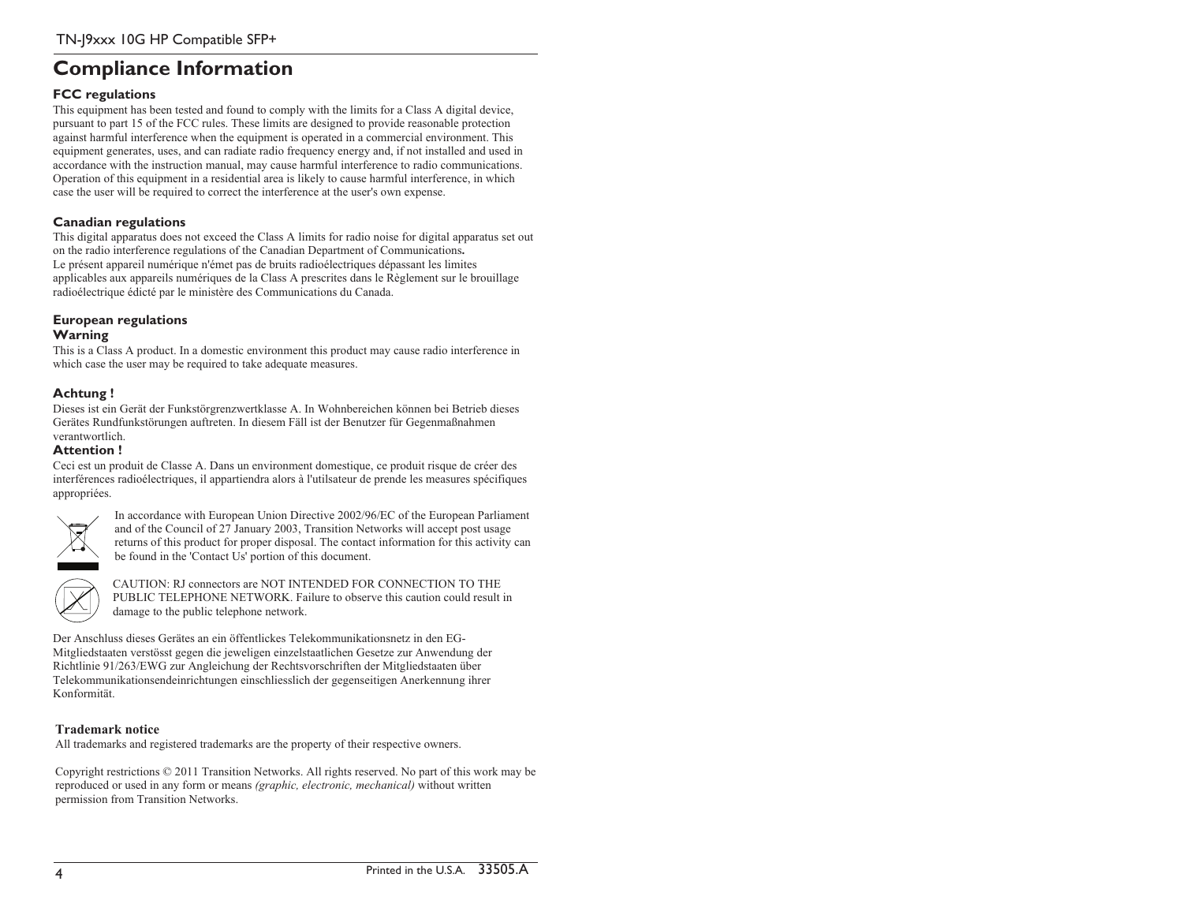# Compliance Information

### FCC regulations

This equipment has been tested and found to comply with the limits for a Class A digital device, pursuant to part 15 of the FCC rules. These limits are designed to provide reasonable protection against harmful interference when the equipment is operated in a commercial environment. This equipment generates, uses, and can radiate radio frequency energy and, if not installed and used in accordance with the instruction manual, may cause harmful interference to radio communications. Operation of this equipment in a residential area is likely to cause harmful interference, in which case the user will be required to correct the interference at the user's own expense.

### Canadian regulations

This digital apparatus does not exceed the Class A limits for radio noise for digital apparatus set out on the radio interference regulations of the Canadian Department of Communications**.**
Le présent appareil numérique n'émet pas de bruits radioélectriques dépassant les limites applicables aux appareils numériques de la Class A prescrites dans le Règlement sur le brouillage radioélectrique édicté par le ministère des Communications du Canada.

### European regulations

**Warning**

This is a Class A product. In a domestic environment this product may cause radio interference in which case the user may be required to take adequate measures.

**Achtung !**

Dieses ist ein Gerät der Funkstörgrenzwertklasse A. In Wohnbereichen können bei Betrieb dieses Gerätes Rundfunkstörungen auftreten. In diesem Fäll ist der Benutzer für Gegenmaßnahmen verantwortlich.

**Attention !**

Ceci est un produit de Classe A. Dans un environment domestique, ce produit risque de créer des interférences radioélectriques, il appartiendra alors à l'utilsateur de prende les measures spécifiques appropriées.

In accordance with European Union Directive 2002/96/EC of the European Parliament and of the Council of 27 January 2003, Transition Networks will accept post usage returns of this product for proper disposal. The contact information for this activity can be found in the 'Contact Us' portion of this document.

CAUTION: RJ connectors are NOT INTENDED FOR CONNECTION TO THE PUBLIC TELEPHONE NETWORK. Failure to observe this caution could result in damage to the public telephone network.

Der Anschluss dieses Gerätes an ein öffentlickes Telekommunikationsnetz in den EG-Mitgliedstaaten verstösst gegen die jeweligen einzelstaatlichen Gesetze zur Anwendung der Richtlinie 91/263/EWG zur Angleichung der Rechtsvorschriften der Mitgliedstaaten über Telekommunikationsendeinrichtungen einschliesslich der gegenseitigen Anerkennung ihrer Konformität.

### Trademark notice

All trademarks and registered trademarks are the property of their respective owners.

Copyright restrictions © 2011 Transition Networks. All rights reserved. No part of this work may be reproduced or used in any form or means *(graphic, electronic, mechanical)* without written permission from Transition Networks.

Printed in the U.S.A. 33505.A